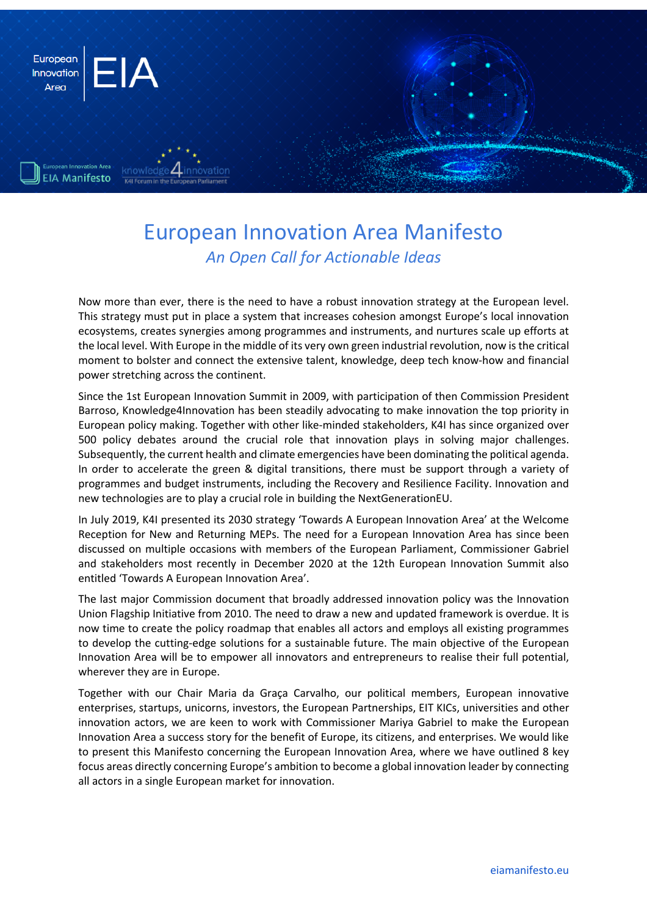# European Innovation Area Manifesto

*An Open Call for Actionable Ideas*

Now more than ever, there is the need to have a robust innovation strategy at the European level. This strategy must put in place a system that increases cohesion amongst Europe's local innovation ecosystems, creates synergies among programmes and instruments, and nurtures scale up efforts at the local level. With Europe in the middle of its very own green industrial revolution, now is the critical moment to bolster and connect the extensive talent, knowledge, deep tech know-how and financial power stretching across the continent.

Since the 1st European Innovation Summit in 2009, with participation of then Commission President Barroso, Knowledge4Innovation has been steadily advocating to make innovation the top priority in European policy making. Together with other like-minded stakeholders, K4I has since organized over 500 policy debates around the crucial role that innovation plays in solving major challenges. Subsequently, the current health and climate emergencies have been dominating the political agenda. In order to accelerate the green & digital transitions, there must be support through a variety of programmes and budget instruments, including the Recovery and Resilience Facility. Innovation and new technologies are to play a crucial role in building the NextGenerationEU.

In July 2019, K4I presented its 2030 strategy 'Towards A European Innovation Area' at the Welcome Reception for New and Returning MEPs. The need for a European Innovation Area has since been discussed on multiple occasions with members of the European Parliament, Commissioner Gabriel and stakeholders most recently in December 2020 at the 12th European Innovation Summit also entitled 'Towards A European Innovation Area'.

The last major Commission document that broadly addressed innovation policy was the Innovation Union Flagship Initiative from 2010. The need to draw a new and updated framework is overdue. It is now time to create the policy roadmap that enables all actors and employs all existing programmes to develop the cutting-edge solutions for a sustainable future. The main objective of the European Innovation Area will be to empower all innovators and entrepreneurs to realise their full potential, wherever they are in Europe.

Together with our Chair Maria da Graça Carvalho, our political members, European innovative enterprises, startups, unicorns, investors, the European Partnerships, EIT KICs, universities and other innovation actors, we are keen to work with Commissioner Mariya Gabriel to make the European Innovation Area a success story for the benefit of Europe, its citizens, and enterprises. We would like to present this Manifesto concerning the European Innovation Area, where we have outlined 8 key focus areas directly concerning Europe's ambition to become a global innovation leader by connecting all actors in a single European market for innovation.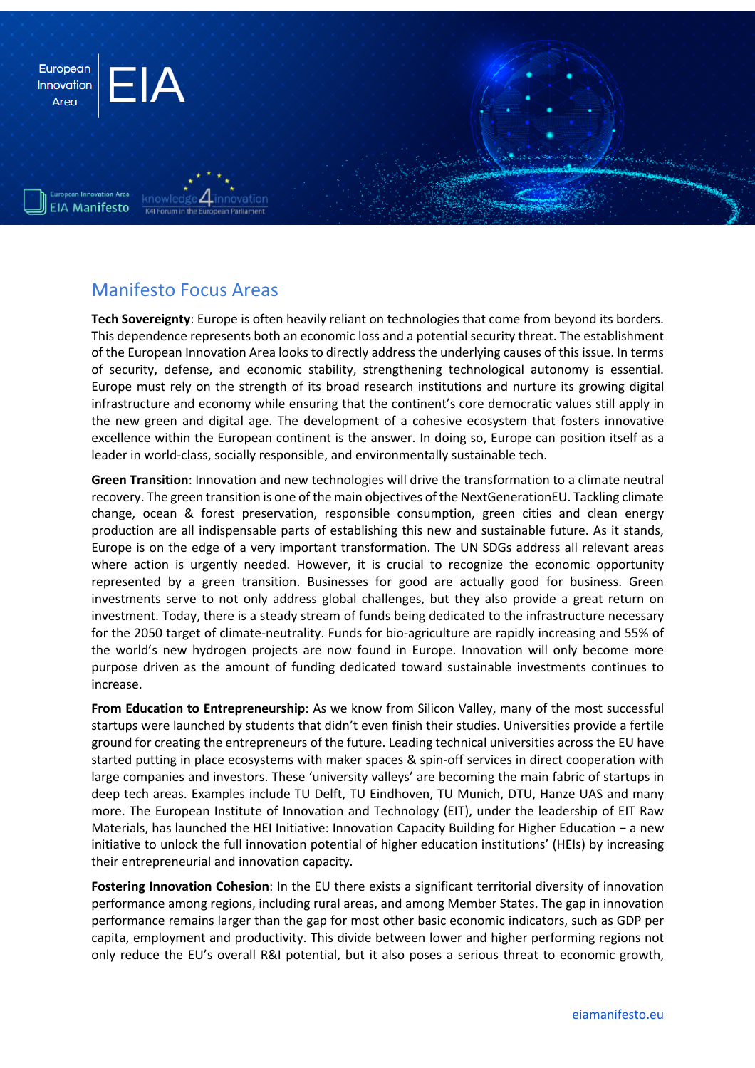## Manifesto Focus Areas

**Tech Sovereignty**: Europe is often heavily reliant on technologies that come from beyond its borders. This dependence represents both an economic loss and a potential security threat. The establishment of the European Innovation Area looks to directly address the underlying causes of this issue. In terms of security, defense, and economic stability, strengthening technological autonomy is essential. Europe must rely on the strength of its broad research institutions and nurture its growing digital infrastructure and economy while ensuring that the continent's core democratic values still apply in the new green and digital age. The development of a cohesive ecosystem that fosters innovative excellence within the European continent is the answer. In doing so, Europe can position itself as a leader in world-class, socially responsible, and environmentally sustainable tech.

**Green Transition**: Innovation and new technologies will drive the transformation to a climate neutral recovery. The green transition is one of the main objectives of the NextGenerationEU. Tackling climate change, ocean & forest preservation, responsible consumption, green cities and clean energy production are all indispensable parts of establishing this new and sustainable future. As it stands, Europe is on the edge of a very important transformation. The UN SDGs address all relevant areas where action is urgently needed. However, it is crucial to recognize the economic opportunity represented by a green transition. Businesses for good are actually good for business. Green investments serve to not only address global challenges, but they also provide a great return on investment. Today, there is a steady stream of funds being dedicated to the infrastructure necessary for the 2050 target of climate-neutrality. Funds for bio-agriculture are rapidly increasing and 55% of the world's new hydrogen projects are now found in Europe. Innovation will only become more purpose driven as the amount of funding dedicated toward sustainable investments continues to increase.

**From Education to Entrepreneurship**: As we know from Silicon Valley, many of the most successful startups were launched by students that didn't even finish their studies. Universities provide a fertile ground for creating the entrepreneurs of the future. Leading technical universities across the EU have started putting in place ecosystems with maker spaces & spin-off services in direct cooperation with large companies and investors. These 'university valleys' are becoming the main fabric of startups in deep tech areas. Examples include TU Delft, TU Eindhoven, TU Munich, DTU, Hanze UAS and many more. The European Institute of Innovation and Technology (EIT), under the leadership of EIT Raw Materials, has launched the HEI Initiative: Innovation Capacity Building for Higher Education – a new initiative to unlock the full innovation potential of higher education institutions' (HEIs) by increasing their entrepreneurial and innovation capacity.

**Fostering Innovation Cohesion**: In the EU there exists a significant territorial diversity of innovation performance among regions, including rural areas, and among Member States. The gap in innovation performance remains larger than the gap for most other basic economic indicators, such as GDP per capita, employment and productivity. This divide between lower and higher performing regions not only reduce the EU's overall R&I potential, but it also poses a serious threat to economic growth,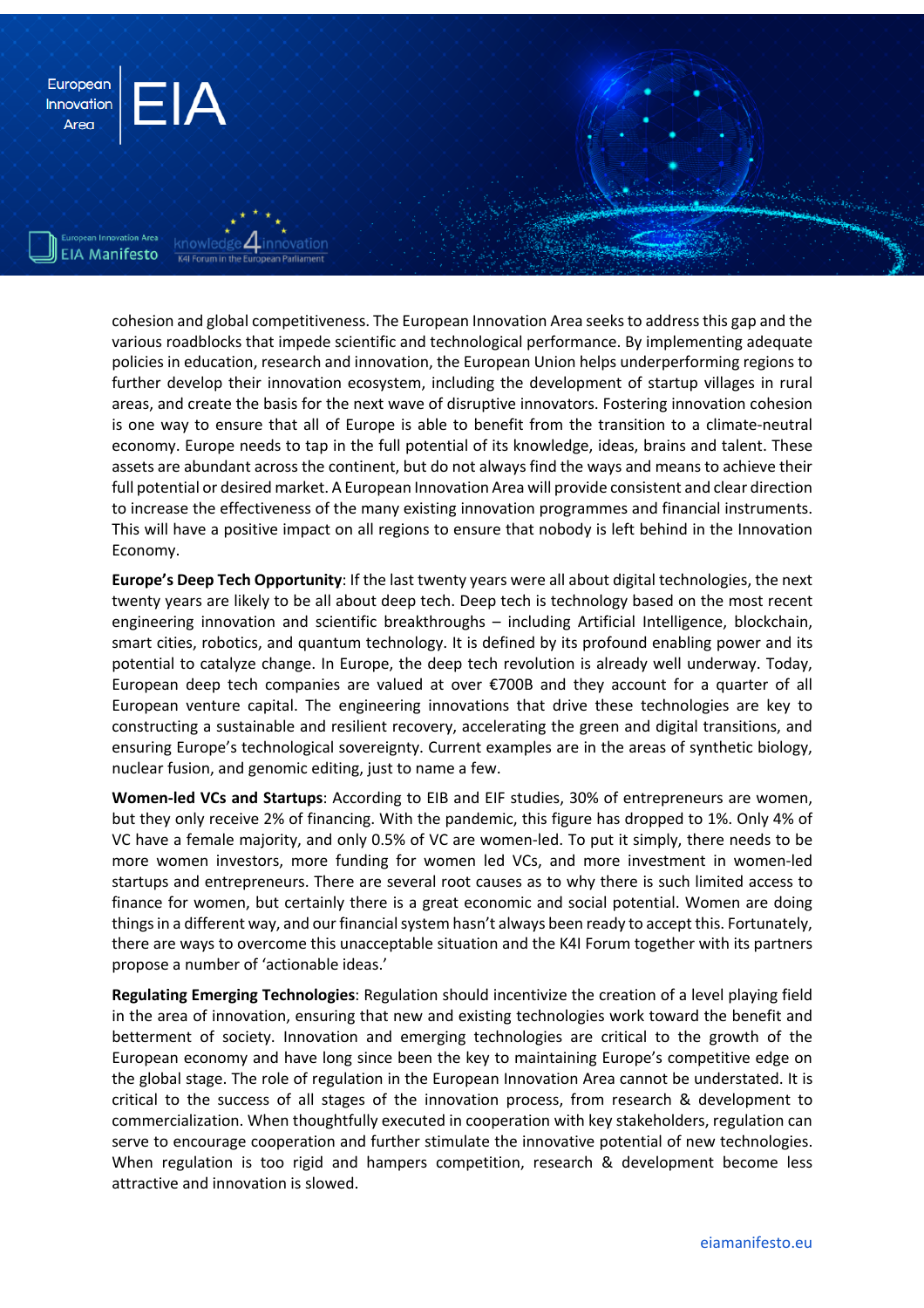cohesion and global competitiveness. The European Innovation Area seeks to address this gap and the various roadblocks that impede scientific and technological performance. By implementing adequate policies in education, research and innovation, the European Union helps underperforming regions to further develop their innovation ecosystem, including the development of startup villages in rural areas, and create the basis for the next wave of disruptive innovators. Fostering innovation cohesion is one way to ensure that all of Europe is able to benefit from the transition to a climate-neutral economy. Europe needs to tap in the full potential of its knowledge, ideas, brains and talent. These assets are abundant across the continent, but do not always find the ways and means to achieve their full potential or desired market. A European Innovation Area will provide consistent and clear direction to increase the effectiveness of the many existing innovation programmes and financial instruments. This will have a positive impact on all regions to ensure that nobody is left behind in the Innovation Economy.

**Europe's Deep Tech Opportunity**: If the last twenty years were all about digital technologies, the next twenty years are likely to be all about deep tech. Deep tech is technology based on the most recent engineering innovation and scientific breakthroughs – including Artificial Intelligence, blockchain, smart cities, robotics, and quantum technology. It is defined by its profound enabling power and its potential to catalyze change. In Europe, the deep tech revolution is already well underway. Today, European deep tech companies are valued at over €700B and they account for a quarter of all European venture capital. The engineering innovations that drive these technologies are key to constructing a sustainable and resilient recovery, accelerating the green and digital transitions, and ensuring Europe's technological sovereignty. Current examples are in the areas of synthetic biology, nuclear fusion, and genomic editing, just to name a few.

**Women-led VCs and Startups**: According to EIB and EIF studies, 30% of entrepreneurs are women, but they only receive 2% of financing. With the pandemic, this figure has dropped to 1%. Only 4% of VC have a female majority, and only 0.5% of VC are women-led. To put it simply, there needs to be more women investors, more funding for women led VCs, and more investment in women-led startups and entrepreneurs. There are several root causes as to why there is such limited access to finance for women, but certainly there is a great economic and social potential. Women are doing things in a different way, and our financial system hasn't always been ready to accept this. Fortunately, there are ways to overcome this unacceptable situation and the K4I Forum together with its partners propose a number of 'actionable ideas.'

**Regulating Emerging Technologies**: Regulation should incentivize the creation of a level playing field in the area of innovation, ensuring that new and existing technologies work toward the benefit and betterment of society. Innovation and emerging technologies are critical to the growth of the European economy and have long since been the key to maintaining Europe's competitive edge on the global stage. The role of regulation in the European Innovation Area cannot be understated. It is critical to the success of all stages of the innovation process, from research & development to commercialization. When thoughtfully executed in cooperation with key stakeholders, regulation can serve to encourage cooperation and further stimulate the innovative potential of new technologies. When regulation is too rigid and hampers competition, research & development become less attractive and innovation is slowed.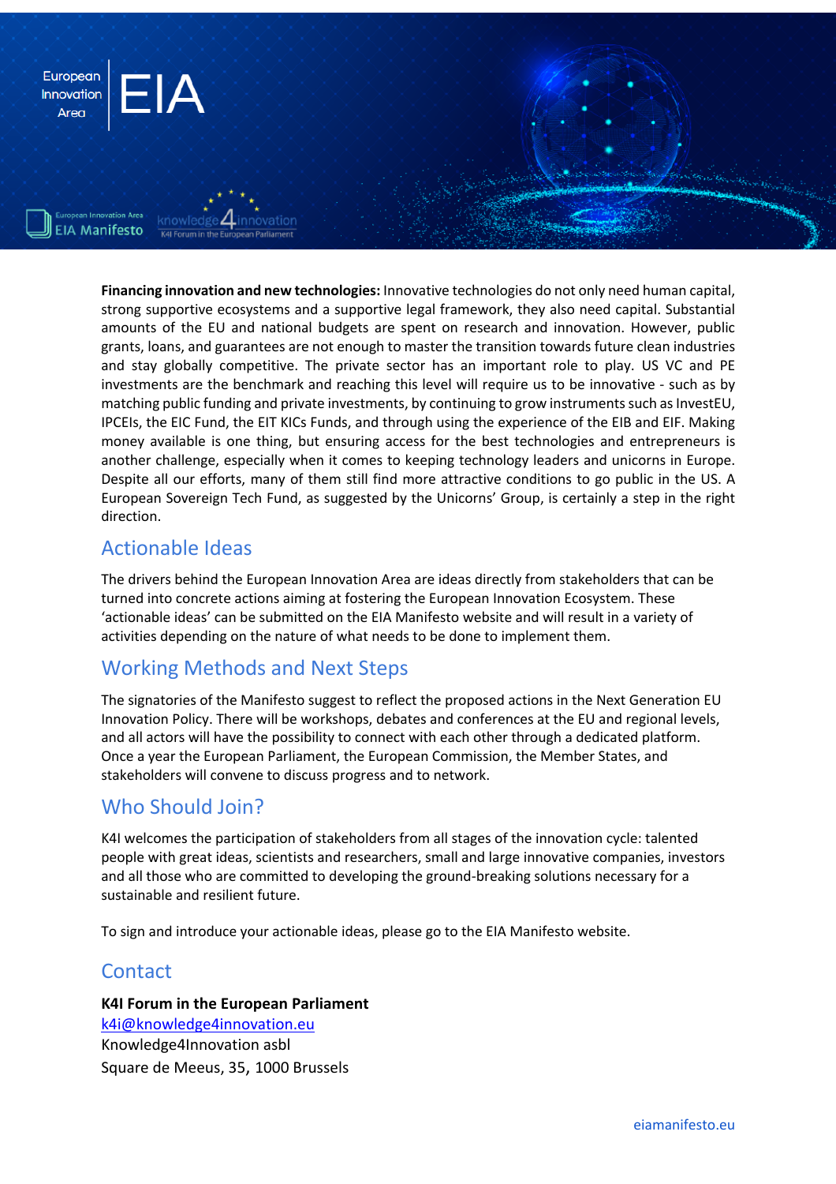**Financing innovation and new technologies:** Innovative technologies do not only need human capital, strong supportive ecosystems and a supportive legal framework, they also need capital. Substantial amounts of the EU and national budgets are spent on research and innovation. However, public grants, loans, and guarantees are not enough to master the transition towards future clean industries and stay globally competitive. The private sector has an important role to play. US VC and PE investments are the benchmark and reaching this level will require us to be innovative - such as by matching public funding and private investments, by continuing to grow instruments such as InvestEU, IPCEIs, the EIC Fund, the EIT KICs Funds, and through using the experience of the EIB and EIF. Making money available is one thing, but ensuring access for the best technologies and entrepreneurs is another challenge, especially when it comes to keeping technology leaders and unicorns in Europe. Despite all our efforts, many of them still find more attractive conditions to go public in the US. A European Sovereign Tech Fund, as suggested by the Unicorns' Group, is certainly a step in the right direction.

## Actionable Ideas

The drivers behind the European Innovation Area are ideas directly from stakeholders that can be turned into concrete actions aiming at fostering the European Innovation Ecosystem. These 'actionable ideas' can be submitted on the EIA Manifesto website and will result in a variety of activities depending on the nature of what needs to be done to implement them.

## Working Methods and Next Steps

The signatories of the Manifesto suggest to reflect the proposed actions in the Next Generation EU Innovation Policy. There will be workshops, debates and conferences at the EU and regional levels, and all actors will have the possibility to connect with each other through a dedicated platform. Once a year the European Parliament, the European Commission, the Member States, and stakeholders will convene to discuss progress and to network.

## Who Should Join?

K4I welcomes the participation of stakeholders from all stages of the innovation cycle: talented people with great ideas, scientists and researchers, small and large innovative companies, investors and all those who are committed to developing the ground-breaking solutions necessary for a sustainable and resilient future.

To sign and introduce your actionable ideas, please go to the EIA Manifesto website.

## Contact

**K4I Forum in the European Parliament**
k4i@knowledge4innovation.eu
Knowledge4Innovation asbl
Square de Meeus, 35, 1000 Brussels